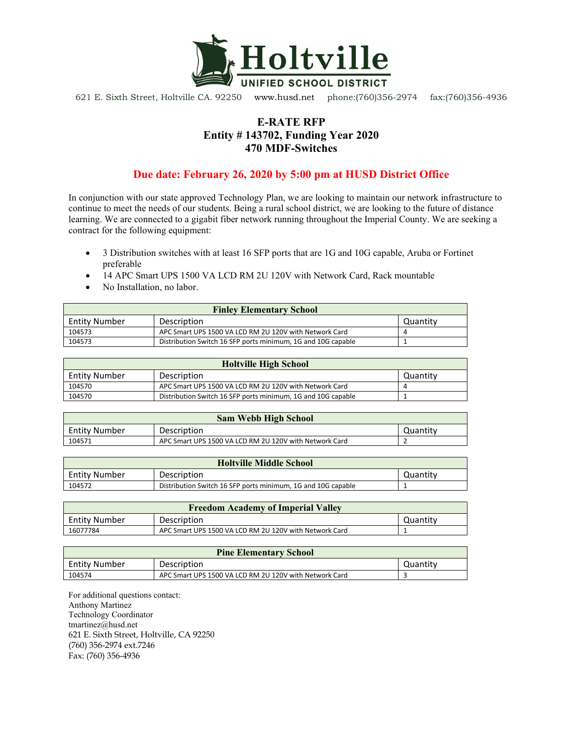# Holtville

**UNIFIED SCHOOL DISTRICT**

621 E. Sixth Street, Holtville CA. 92250 www.husd.net phone:(760)356-2974 fax:(760)356-4936

## E-RATE RFP
## Entity # 143702, Funding Year 2020
## 470 MDF-Switches

**Due date: February 26, 2020 by 5:00 pm at HUSD District Office**

In conjunction with our state approved Technology Plan, we are looking to maintain our network infrastructure to continue to meet the needs of our students. Being a rural school district, we are looking to the future of distance learning. We are connected to a gigabit fiber network running throughout the Imperial County. We are seeking a contract for the following equipment:

- 3 Distribution switches with at least 16 SFP ports that are 1G and 10G capable, Aruba or Fortinet preferable
- 14 APC Smart UPS 1500 VA LCD RM 2U 120V with Network Card, Rack mountable
- No Installation, no labor.

| Finley Elementary School | | |
|---|---|---|
| Entity Number | Description | Quantity |
| 104573 | APC Smart UPS 1500 VA LCD RM 2U 120V with Network Card | 4 |
| 104573 | Distribution Switch 16 SFP ports minimum, 1G and 10G capable | 1 |

| Holtville High School | | |
|---|---|---|
| Entity Number | Description | Quantity |
| 104570 | APC Smart UPS 1500 VA LCD RM 2U 120V with Network Card | 4 |
| 104570 | Distribution Switch 16 SFP ports minimum, 1G and 10G capable | 1 |

| Sam Webb High School | | |
|---|---|---|
| Entity Number | Description | Quantity |
| 104571 | APC Smart UPS 1500 VA LCD RM 2U 120V with Network Card | 2 |

| Holtville Middle School | | |
|---|---|---|
| Entity Number | Description | Quantity |
| 104572 | Distribution Switch 16 SFP ports minimum, 1G and 10G capable | 1 |

| Freedom Academy of Imperial Valley | | |
|---|---|---|
| Entity Number | Description | Quantity |
| 16077784 | APC Smart UPS 1500 VA LCD RM 2U 120V with Network Card | 1 |

| Pine Elementary School | | |
|---|---|---|
| Entity Number | Description | Quantity |
| 104574 | APC Smart UPS 1500 VA LCD RM 2U 120V with Network Card | 3 |

For additional questions contact:
Anthony Martinez
Technology Coordinator
tmartinez@husd.net
621 E. Sixth Street, Holtville, CA 92250
(760) 356-2974 ext.7246
Fax: (760) 356-4936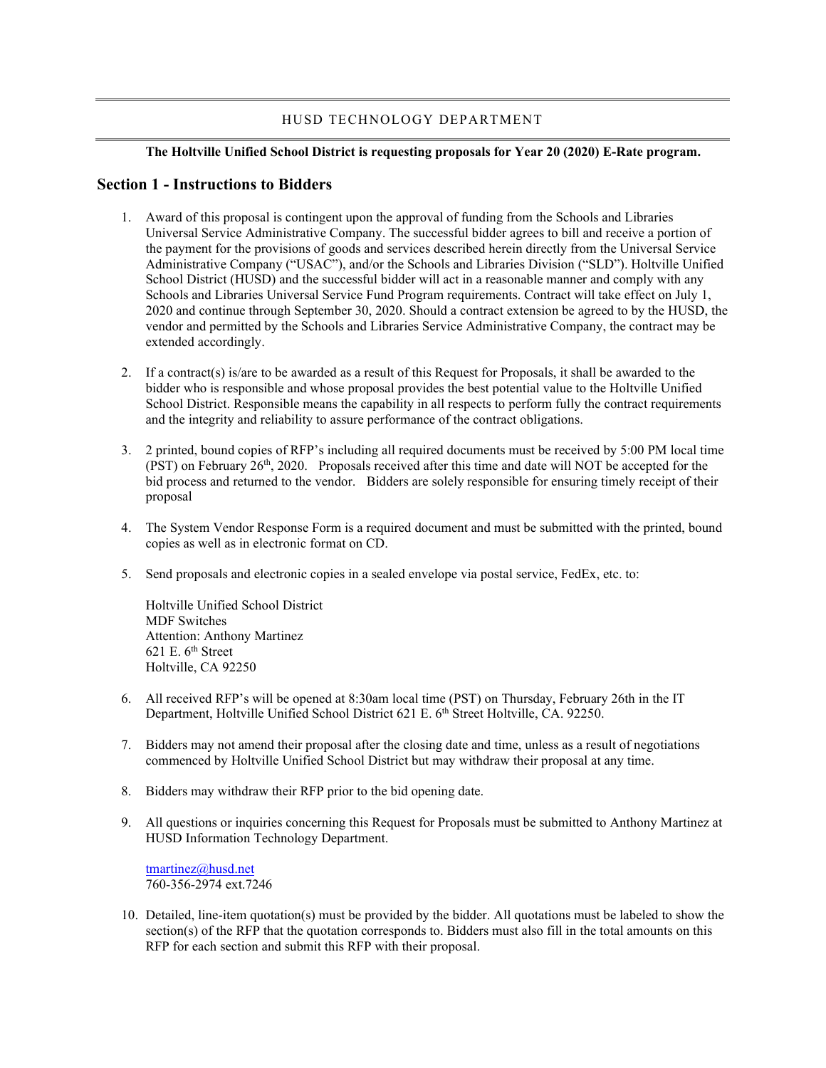HUSD TECHNOLOGY DEPARTMENT

**The Holtville Unified School District is requesting proposals for Year 20 (2020) E-Rate program.**

## Section 1 - Instructions to Bidders

1. Award of this proposal is contingent upon the approval of funding from the Schools and Libraries Universal Service Administrative Company. The successful bidder agrees to bill and receive a portion of the payment for the provisions of goods and services described herein directly from the Universal Service Administrative Company ("USAC"), and/or the Schools and Libraries Division ("SLD"). Holtville Unified School District (HUSD) and the successful bidder will act in a reasonable manner and comply with any Schools and Libraries Universal Service Fund Program requirements. Contract will take effect on July 1, 2020 and continue through September 30, 2020. Should a contract extension be agreed to by the HUSD, the vendor and permitted by the Schools and Libraries Service Administrative Company, the contract may be extended accordingly.

2. If a contract(s) is/are to be awarded as a result of this Request for Proposals, it shall be awarded to the bidder who is responsible and whose proposal provides the best potential value to the Holtville Unified School District. Responsible means the capability in all respects to perform fully the contract requirements and the integrity and reliability to assure performance of the contract obligations.

3. 2 printed, bound copies of RFP's including all required documents must be received by 5:00 PM local time (PST) on February 26th, 2020. Proposals received after this time and date will NOT be accepted for the bid process and returned to the vendor. Bidders are solely responsible for ensuring timely receipt of their proposal

4. The System Vendor Response Form is a required document and must be submitted with the printed, bound copies as well as in electronic format on CD.

5. Send proposals and electronic copies in a sealed envelope via postal service, FedEx, etc. to:

   Holtville Unified School District
   MDF Switches
   Attention: Anthony Martinez
   621 E. 6th Street
   Holtville, CA 92250

6. All received RFP's will be opened at 8:30am local time (PST) on Thursday, February 26th in the IT Department, Holtville Unified School District 621 E. 6th Street Holtville, CA. 92250.

7. Bidders may not amend their proposal after the closing date and time, unless as a result of negotiations commenced by Holtville Unified School District but may withdraw their proposal at any time.

8. Bidders may withdraw their RFP prior to the bid opening date.

9. All questions or inquiries concerning this Request for Proposals must be submitted to Anthony Martinez at HUSD Information Technology Department.

   tmartinez@husd.net
   760-356-2974 ext.7246

10. Detailed, line-item quotation(s) must be provided by the bidder. All quotations must be labeled to show the section(s) of the RFP that the quotation corresponds to. Bidders must also fill in the total amounts on this RFP for each section and submit this RFP with their proposal.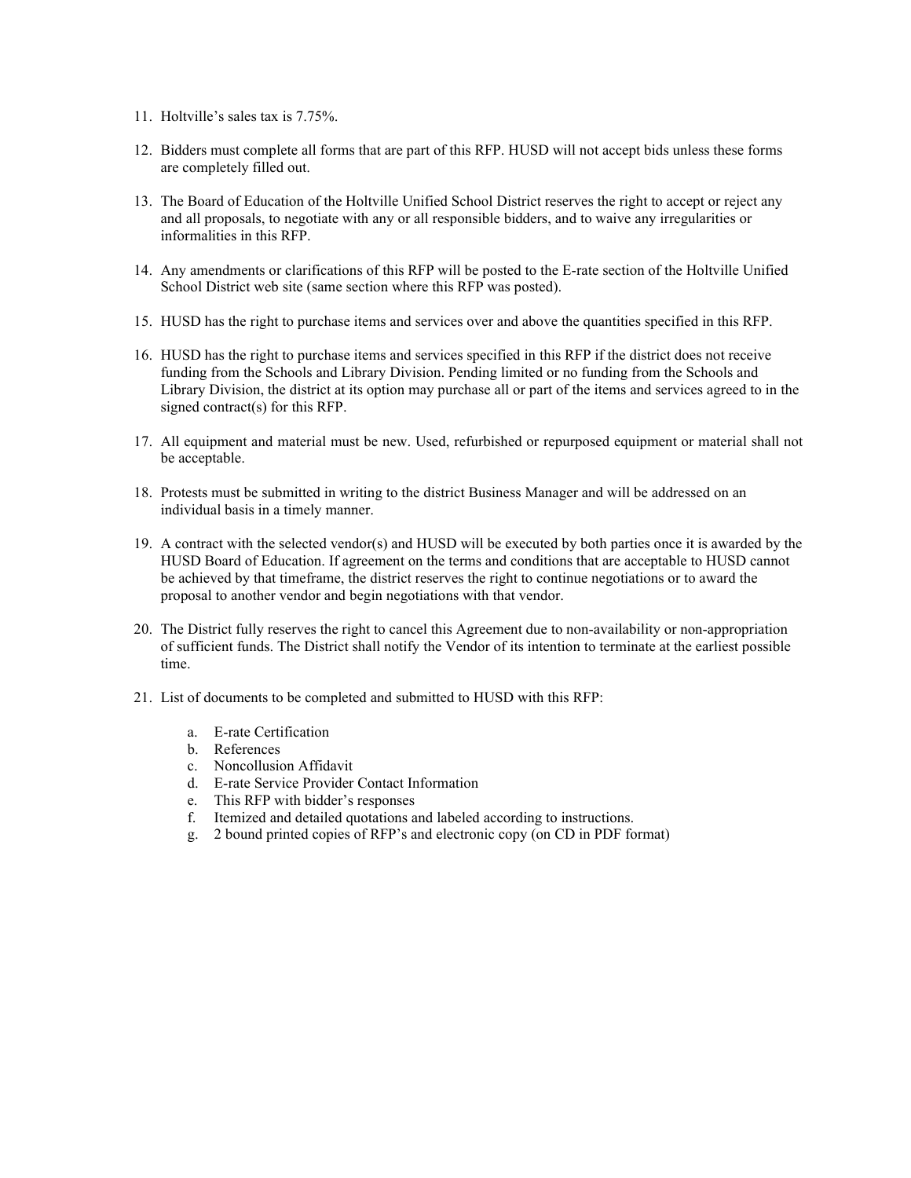11. Holtville's sales tax is 7.75%.

12. Bidders must complete all forms that are part of this RFP. HUSD will not accept bids unless these forms are completely filled out.

13. The Board of Education of the Holtville Unified School District reserves the right to accept or reject any and all proposals, to negotiate with any or all responsible bidders, and to waive any irregularities or informalities in this RFP.

14. Any amendments or clarifications of this RFP will be posted to the E-rate section of the Holtville Unified School District web site (same section where this RFP was posted).

15. HUSD has the right to purchase items and services over and above the quantities specified in this RFP.

16. HUSD has the right to purchase items and services specified in this RFP if the district does not receive funding from the Schools and Library Division. Pending limited or no funding from the Schools and Library Division, the district at its option may purchase all or part of the items and services agreed to in the signed contract(s) for this RFP.

17. All equipment and material must be new. Used, refurbished or repurposed equipment or material shall not be acceptable.

18. Protests must be submitted in writing to the district Business Manager and will be addressed on an individual basis in a timely manner.

19. A contract with the selected vendor(s) and HUSD will be executed by both parties once it is awarded by the HUSD Board of Education. If agreement on the terms and conditions that are acceptable to HUSD cannot be achieved by that timeframe, the district reserves the right to continue negotiations or to award the proposal to another vendor and begin negotiations with that vendor.

20. The District fully reserves the right to cancel this Agreement due to non-availability or non-appropriation of sufficient funds. The District shall notify the Vendor of its intention to terminate at the earliest possible time.

21. List of documents to be completed and submitted to HUSD with this RFP:

    a. E-rate Certification
    b. References
    c. Noncollusion Affidavit
    d. E-rate Service Provider Contact Information
    e. This RFP with bidder's responses
    f. Itemized and detailed quotations and labeled according to instructions.
    g. 2 bound printed copies of RFP's and electronic copy (on CD in PDF format)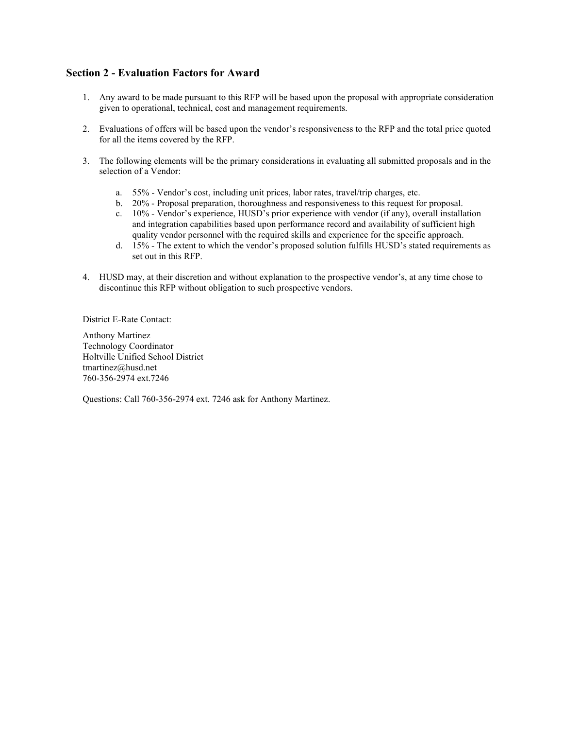## Section 2 - Evaluation Factors for Award

1. Any award to be made pursuant to this RFP will be based upon the proposal with appropriate consideration given to operational, technical, cost and management requirements.

2. Evaluations of offers will be based upon the vendor's responsiveness to the RFP and the total price quoted for all the items covered by the RFP.

3. The following elements will be the primary considerations in evaluating all submitted proposals and in the selection of a Vendor:

   a. 55% - Vendor's cost, including unit prices, labor rates, travel/trip charges, etc.
   b. 20% - Proposal preparation, thoroughness and responsiveness to this request for proposal.
   c. 10% - Vendor's experience, HUSD's prior experience with vendor (if any), overall installation and integration capabilities based upon performance record and availability of sufficient high quality vendor personnel with the required skills and experience for the specific approach.
   d. 15% - The extent to which the vendor's proposed solution fulfills HUSD's stated requirements as set out in this RFP.

4. HUSD may, at their discretion and without explanation to the prospective vendor's, at any time chose to discontinue this RFP without obligation to such prospective vendors.

District E-Rate Contact:

Anthony Martinez
Technology Coordinator
Holtville Unified School District
tmartinez@husd.net
760-356-2974 ext.7246

Questions: Call 760-356-2974 ext. 7246 ask for Anthony Martinez.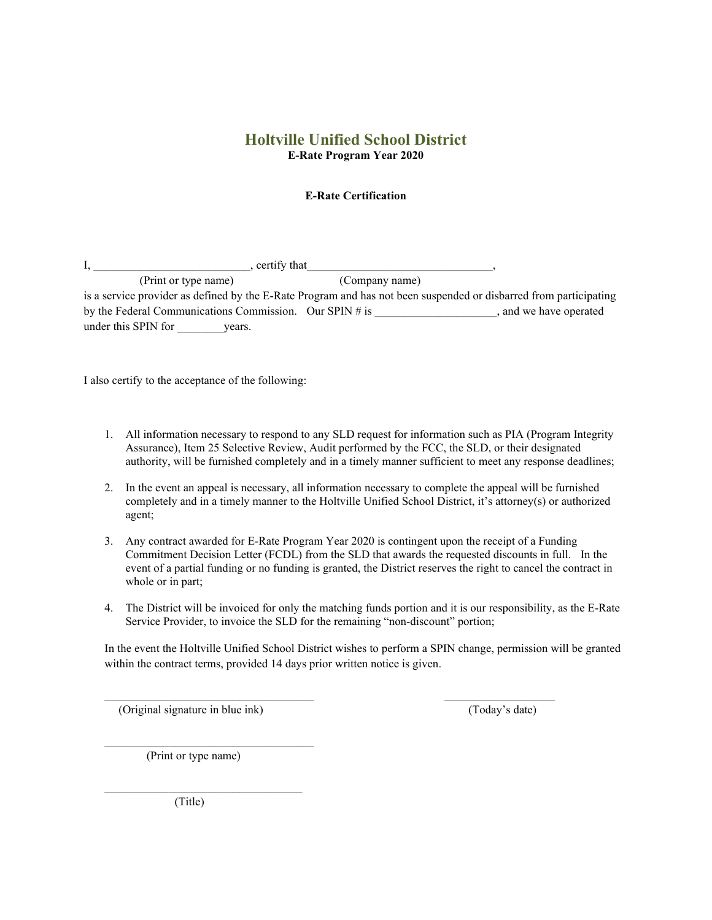# Holtville Unified School District

**E-Rate Program Year 2020**

**E-Rate Certification**

I, ___________________________, certify that________________________________,
(Print or type name) (Company name)
is a service provider as defined by the E-Rate Program and has not been suspended or disbarred from participating by the Federal Communications Commission. Our SPIN # is _____________________, and we have operated under this SPIN for ________years.

I also certify to the acceptance of the following:

1. All information necessary to respond to any SLD request for information such as PIA (Program Integrity Assurance), Item 25 Selective Review, Audit performed by the FCC, the SLD, or their designated authority, will be furnished completely and in a timely manner sufficient to meet any response deadlines;

2. In the event an appeal is necessary, all information necessary to complete the appeal will be furnished completely and in a timely manner to the Holtville Unified School District, it's attorney(s) or authorized agent;

3. Any contract awarded for E-Rate Program Year 2020 is contingent upon the receipt of a Funding Commitment Decision Letter (FCDL) from the SLD that awards the requested discounts in full. In the event of a partial funding or no funding is granted, the District reserves the right to cancel the contract in whole or in part;

4. The District will be invoiced for only the matching funds portion and it is our responsibility, as the E-Rate Service Provider, to invoice the SLD for the remaining "non-discount" portion;

In the event the Holtville Unified School District wishes to perform a SPIN change, permission will be granted within the contract terms, provided 14 days prior written notice is given.

_____________________________________ ____________________
(Original signature in blue ink) (Today's date)

_____________________________________
(Print or type name)

___________________________________
(Title)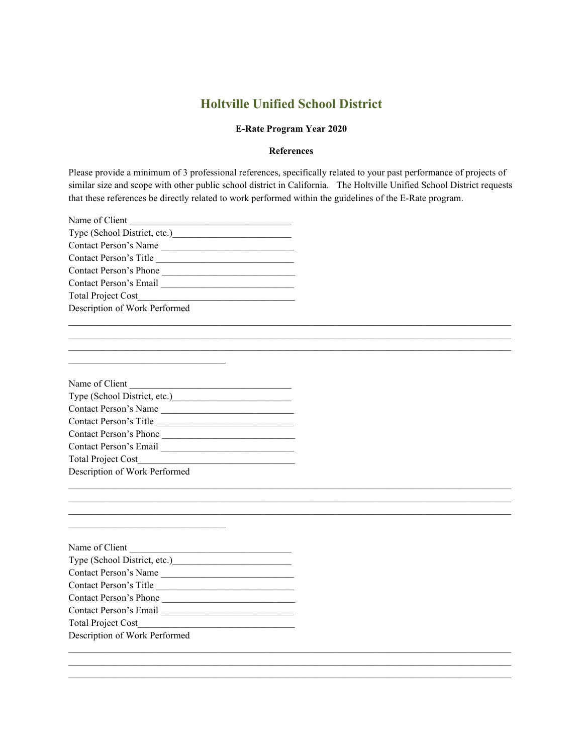# Holtville Unified School District

**E-Rate Program Year 2020**

**References**

Please provide a minimum of 3 professional references, specifically related to your past performance of projects of similar size and scope with other public school district in California. The Holtville Unified School District requests that these references be directly related to work performed within the guidelines of the E-Rate program.

Name of Client ________________________________
Type (School District, etc.)________________________
Contact Person's Name ___________________________
Contact Person's Title ____________________________
Contact Person's Phone ___________________________
Contact Person's Email ___________________________
Total Project Cost_______________________________
Description of Work Performed
_____________________________________________________________________________________
_____________________________________________________________________________________
_____________________________________________________________________________________
________________________________

Name of Client ________________________________
Type (School District, etc.)________________________
Contact Person's Name ___________________________
Contact Person's Title ____________________________
Contact Person's Phone ___________________________
Contact Person's Email ___________________________
Total Project Cost_______________________________
Description of Work Performed
_____________________________________________________________________________________
_____________________________________________________________________________________
_____________________________________________________________________________________
________________________________

Name of Client ________________________________
Type (School District, etc.)________________________
Contact Person's Name ___________________________
Contact Person's Title ____________________________
Contact Person's Phone ___________________________
Contact Person's Email ___________________________
Total Project Cost_______________________________
Description of Work Performed
_____________________________________________________________________________________
_____________________________________________________________________________________
_____________________________________________________________________________________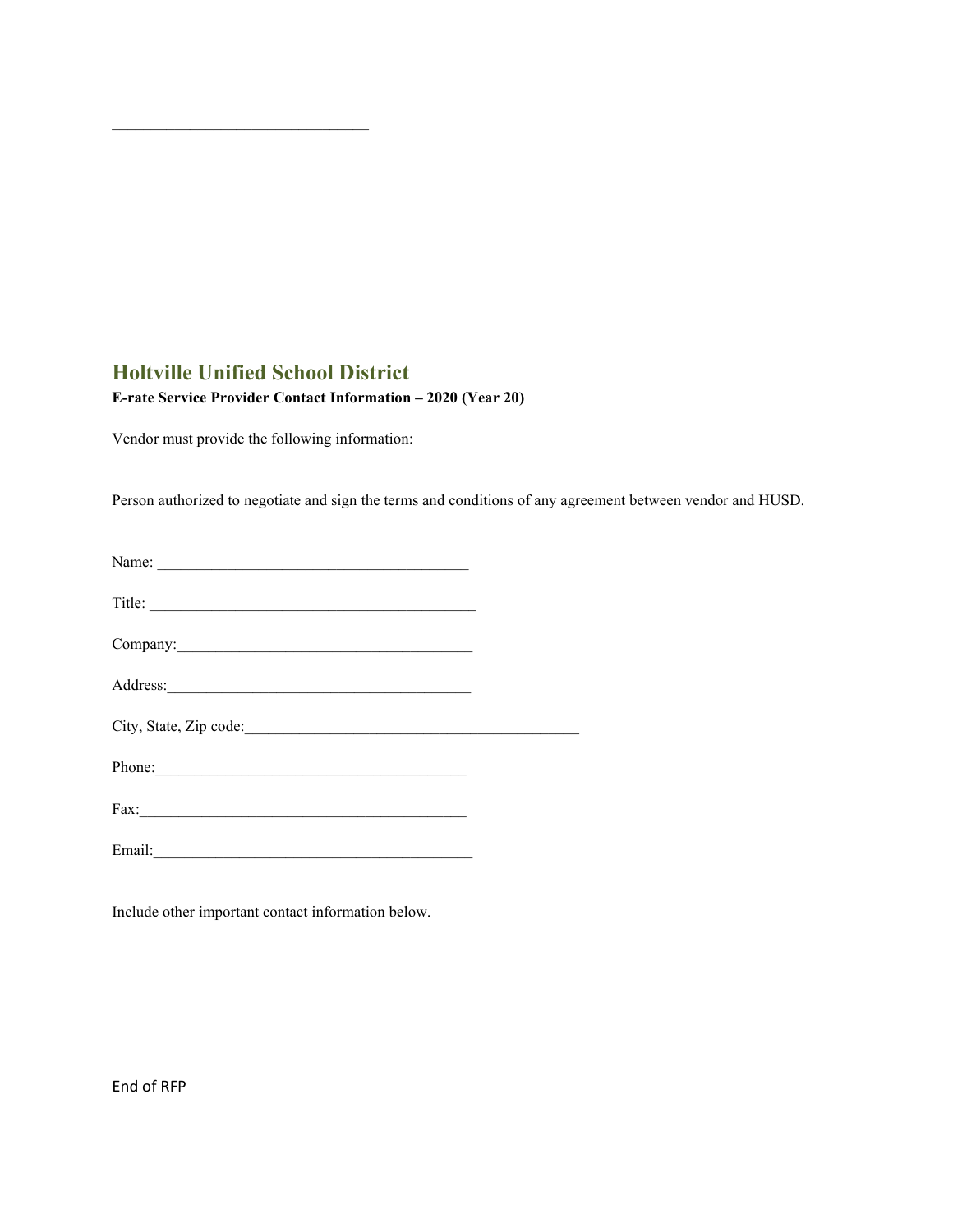________________________________

## Holtville Unified School District

**E-rate Service Provider Contact Information – 2020 (Year 20)**

Vendor must provide the following information:

Person authorized to negotiate and sign the terms and conditions of any agreement between vendor and HUSD.

Name: ________________________________________

Title: ___________________________________________

Company:______________________________________

Address:_______________________________________

City, State, Zip code:___________________________________________

Phone:_________________________________________

Fax:___________________________________________

Email:_________________________________________

Include other important contact information below.

End of RFP